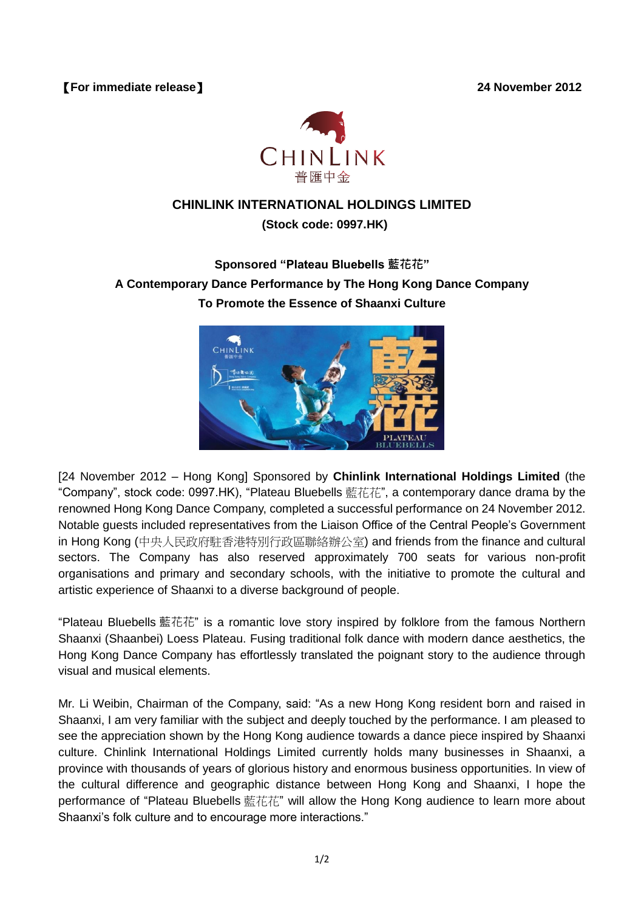【For immediate release】 **24 November 2012**

CHINLINK
普匯中金

# CHINLINK INTERNATIONAL HOLDINGS LIMITED

**(Stock code: 0997.HK)**

## Sponsored "Plateau Bluebells 藍花花"
## A Contemporary Dance Performance by The Hong Kong Dance Company
## To Promote the Essence of Shaanxi Culture

[24 November 2012 – Hong Kong] Sponsored by **Chinlink International Holdings Limited** (the "Company", stock code: 0997.HK), "Plateau Bluebells 藍花花", a contemporary dance drama by the renowned Hong Kong Dance Company, completed a successful performance on 24 November 2012. Notable guests included representatives from the Liaison Office of the Central People's Government in Hong Kong (中央人民政府駐香港特別行政區聯絡辦公室) and friends from the finance and cultural sectors. The Company has also reserved approximately 700 seats for various non-profit organisations and primary and secondary schools, with the initiative to promote the cultural and artistic experience of Shaanxi to a diverse background of people.

"Plateau Bluebells 藍花花" is a romantic love story inspired by folklore from the famous Northern Shaanxi (Shaanbei) Loess Plateau. Fusing traditional folk dance with modern dance aesthetics, the Hong Kong Dance Company has effortlessly translated the poignant story to the audience through visual and musical elements.

Mr. Li Weibin, Chairman of the Company, said: "As a new Hong Kong resident born and raised in Shaanxi, I am very familiar with the subject and deeply touched by the performance. I am pleased to see the appreciation shown by the Hong Kong audience towards a dance piece inspired by Shaanxi culture. Chinlink International Holdings Limited currently holds many businesses in Shaanxi, a province with thousands of years of glorious history and enormous business opportunities. In view of the cultural difference and geographic distance between Hong Kong and Shaanxi, I hope the performance of "Plateau Bluebells 藍花花" will allow the Hong Kong audience to learn more about Shaanxi's folk culture and to encourage more interactions."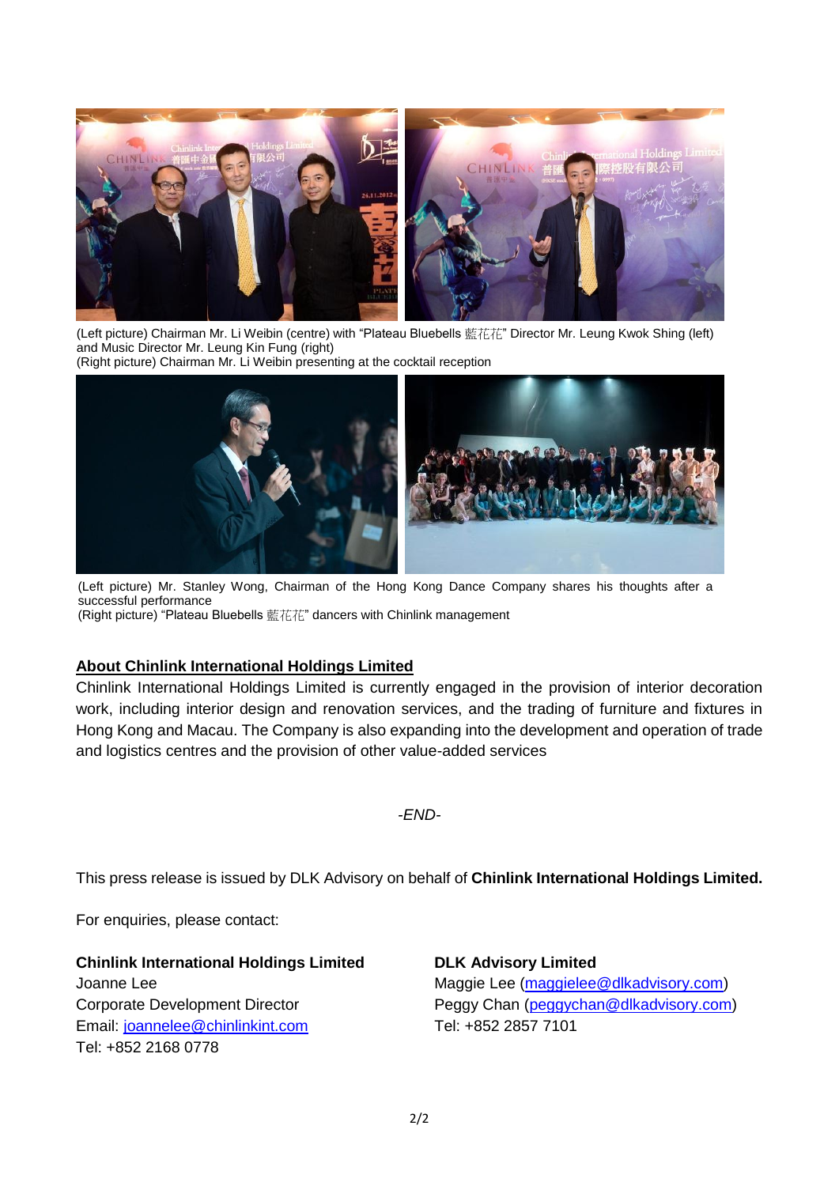(Left picture) Chairman Mr. Li Weibin (centre) with "Plateau Bluebells 藍花花" Director Mr. Leung Kwok Shing (left) and Music Director Mr. Leung Kin Fung (right)
(Right picture) Chairman Mr. Li Weibin presenting at the cocktail reception

(Left picture) Mr. Stanley Wong, Chairman of the Hong Kong Dance Company shares his thoughts after a successful performance
(Right picture) "Plateau Bluebells 藍花花" dancers with Chinlink management

**About Chinlink International Holdings Limited**

Chinlink International Holdings Limited is currently engaged in the provision of interior decoration work, including interior design and renovation services, and the trading of furniture and fixtures in Hong Kong and Macau. The Company is also expanding into the development and operation of trade and logistics centres and the provision of other value-added services

*-END-*

This press release is issued by DLK Advisory on behalf of **Chinlink International Holdings Limited.**

For enquiries, please contact:

**Chinlink International Holdings Limited**
Joanne Lee
Corporate Development Director
Email: joannelee@chinlinkint.com
Tel: +852 2168 0778

**DLK Advisory Limited**
Maggie Lee (maggielee@dlkadvisory.com)
Peggy Chan (peggychan@dlkadvisory.com)
Tel: +852 2857 7101